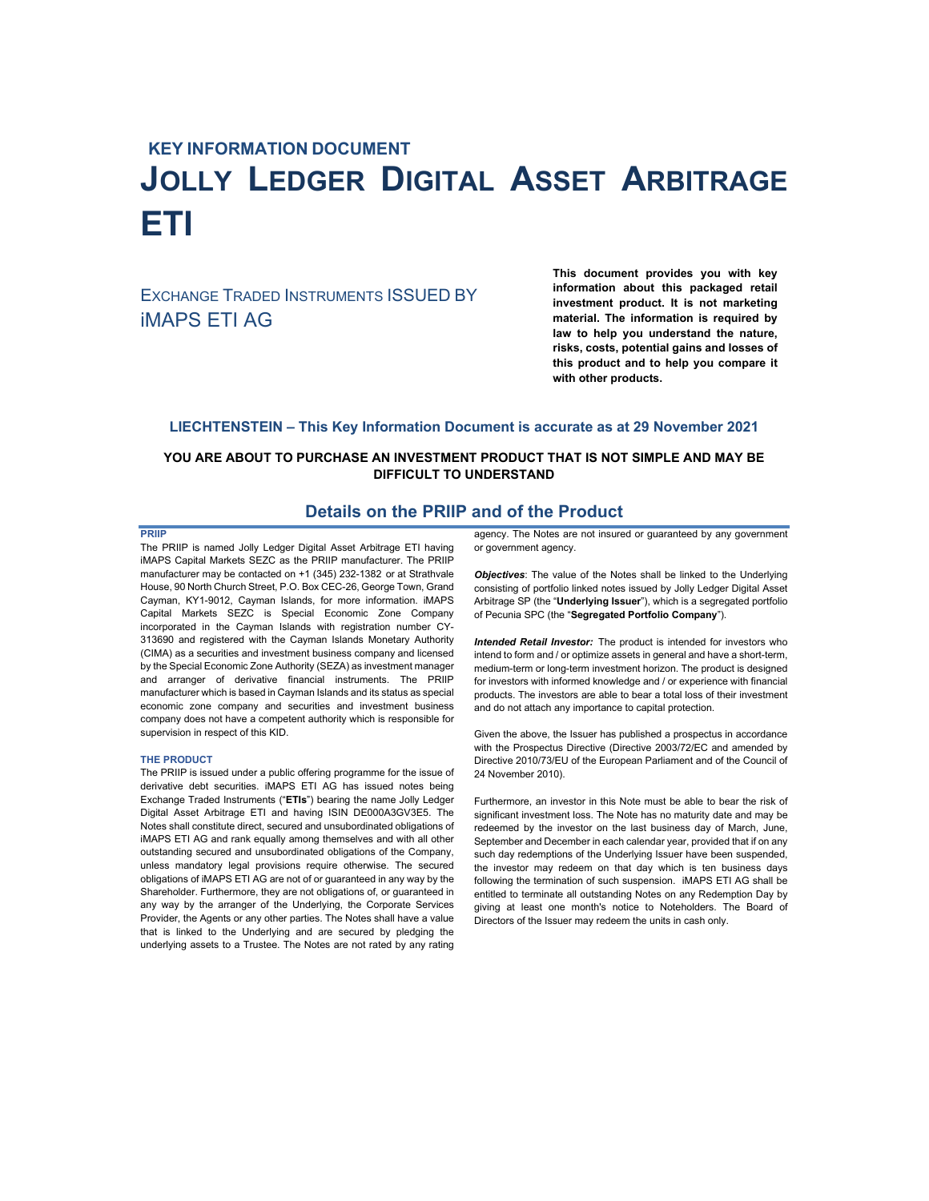# KEY INFORMATION DOCUMENT

# JOLLY LEDGER DIGITAL ASSET ARBITRAGE ETI

EXCHANGE TRADED INSTRUMENTS ISSUED BY iMAPS ETI AG

**This document provides you with key information about this packaged retail investment product. It is not marketing material. The information is required by law to help you understand the nature, risks, costs, potential gains and losses of this product and to help you compare it with other products.**

### LIECHTENSTEIN – This Key Information Document is accurate as at 29 November 2021

**YOU ARE ABOUT TO PURCHASE AN INVESTMENT PRODUCT THAT IS NOT SIMPLE AND MAY BE DIFFICULT TO UNDERSTAND**

## Details on the PRIIP and of the Product

#### PRIIP

The PRIIP is named Jolly Ledger Digital Asset Arbitrage ETI having iMAPS Capital Markets SEZC as the PRIIP manufacturer. The PRIIP manufacturer may be contacted on +1 (345) 232-1382 or at Strathvale House, 90 North Church Street, P.O. Box CEC-26, George Town, Grand Cayman, KY1-9012, Cayman Islands, for more information. iMAPS Capital Markets SEZC is Special Economic Zone Company incorporated in the Cayman Islands with registration number CY-313690 and registered with the Cayman Islands Monetary Authority (CIMA) as a securities and investment business company and licensed by the Special Economic Zone Authority (SEZA) as investment manager and arranger of derivative financial instruments. The PRIIP manufacturer which is based in Cayman Islands and its status as special economic zone company and securities and investment business company does not have a competent authority which is responsible for supervision in respect of this KID.

#### THE PRODUCT

The PRIIP is issued under a public offering programme for the issue of derivative debt securities. iMAPS ETI AG has issued notes being Exchange Traded Instruments ("**ETIs**") bearing the name Jolly Ledger Digital Asset Arbitrage ETI and having ISIN DE000A3GV3E5. The Notes shall constitute direct, secured and unsubordinated obligations of iMAPS ETI AG and rank equally among themselves and with all other outstanding secured and unsubordinated obligations of the Company, unless mandatory legal provisions require otherwise. The secured obligations of iMAPS ETI AG are not of or guaranteed in any way by the Shareholder. Furthermore, they are not obligations of, or guaranteed in any way by the arranger of the Underlying, the Corporate Services Provider, the Agents or any other parties. The Notes shall have a value that is linked to the Underlying and are secured by pledging the underlying assets to a Trustee. The Notes are not rated by any rating agency. The Notes are not insured or guaranteed by any government or government agency.

***Objectives***: The value of the Notes shall be linked to the Underlying consisting of portfolio linked notes issued by Jolly Ledger Digital Asset Arbitrage SP (the "**Underlying Issuer**"), which is a segregated portfolio of Pecunia SPC (the "**Segregated Portfolio Company**").

***Intended Retail Investor:*** The product is intended for investors who intend to form and / or optimize assets in general and have a short-term, medium-term or long-term investment horizon. The product is designed for investors with informed knowledge and / or experience with financial products. The investors are able to bear a total loss of their investment and do not attach any importance to capital protection.

Given the above, the Issuer has published a prospectus in accordance with the Prospectus Directive (Directive 2003/72/EC and amended by Directive 2010/73/EU of the European Parliament and of the Council of 24 November 2010).

Furthermore, an investor in this Note must be able to bear the risk of significant investment loss. The Note has no maturity date and may be redeemed by the investor on the last business day of March, June, September and December in each calendar year, provided that if on any such day redemptions of the Underlying Issuer have been suspended, the investor may redeem on that day which is ten business days following the termination of such suspension. iMAPS ETI AG shall be entitled to terminate all outstanding Notes on any Redemption Day by giving at least one month's notice to Noteholders. The Board of Directors of the Issuer may redeem the units in cash only.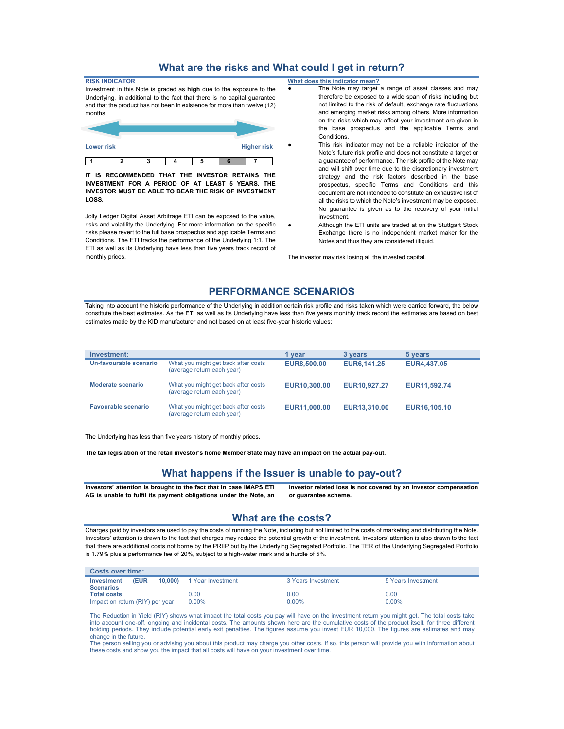## What are the risks and What could I get in return?

**RISK INDICATOR**

Investment in this Note is graded as **high** due to the exposure to the Underlying, in additional to the fact that there is no capital guarantee and that the product has not been in existence for more than twelve (12) months.

Lower risk — Higher risk

| 1 | 2 | 3 | 4 | 5 | 6 | 7 |
|---|---|---|---|---|---|---|

**IT IS RECOMMENDED THAT THE INVESTOR RETAINS THE INVESTMENT FOR A PERIOD OF AT LEAST 5 YEARS. THE INVESTOR MUST BE ABLE TO BEAR THE RISK OF INVESTMENT LOSS.**

Jolly Ledger Digital Asset Arbitrage ETI can be exposed to the value, risks and volatility the Underlying. For more information on the specific risks please revert to the full base prospectus and applicable Terms and Conditions. The ETI tracks the performance of the Underlying 1:1. The ETI as well as its Underlying have less than five years track record of monthly prices.

**What does this indicator mean?**

- The Note may target a range of asset classes and may therefore be exposed to a wide span of risks including but not limited to the risk of default, exchange rate fluctuations and emerging market risks among others. More information on the risks which may affect your investment are given in the base prospectus and the applicable Terms and Conditions.
- This risk indicator may not be a reliable indicator of the Note's future risk profile and does not constitute a target or a guarantee of performance. The risk profile of the Note may and will shift over time due to the discretionary investment strategy and the risk factors described in the base prospectus, specific Terms and Conditions and this document are not intended to constitute an exhaustive list of all the risks to which the Note's investment may be exposed. No guarantee is given as to the recovery of your initial investment.
- Although the ETI units are traded at on the Stuttgart Stock Exchange there is no independent market maker for the Notes and thus they are considered illiquid.

The investor may risk losing all the invested capital.

## PERFORMANCE SCENARIOS

Taking into account the historic performance of the Underlying in addition certain risk profile and risks taken which were carried forward, the below constitute the best estimates. As the ETI as well as its Underlying have less than five years monthly track record the estimates are based on best estimates made by the KID manufacturer and not based on at least five-year historic values:

| Investment: | | 1 year | 3 years | 5 years |
|---|---|---|---|---|
| **Un-favourable scenario** | What you might get back after costs (average return each year) | **EUR8,500.00** | **EUR6,141.25** | **EUR4,437.05** |
| **Moderate scenario** | What you might get back after costs (average return each year) | **EUR10,300.00** | **EUR10,927.27** | **EUR11,592.74** |
| **Favourable scenario** | What you might get back after costs (average return each year) | **EUR11,000.00** | **EUR13,310.00** | **EUR16,105.10** |

The Underlying has less than five years history of monthly prices.

**The tax legislation of the retail investor's home Member State may have an impact on the actual pay-out.**

## What happens if the Issuer is unable to pay-out?

**Investors' attention is brought to the fact that in case iMAPS ETI AG is unable to fulfil its payment obligations under the Note, an investor related loss is not covered by an investor compensation or guarantee scheme.**

## What are the costs?

Charges paid by investors are used to pay the costs of running the Note, including but not limited to the costs of marketing and distributing the Note. Investors' attention is drawn to the fact that charges may reduce the potential growth of the investment. Investors' attention is also drawn to the fact that there are additional costs not borne by the PRIIP but by the Underlying Segregated Portfolio. The TER of the Underlying Segregated Portfolio is 1.79% plus a performance fee of 20%, subject to a high-water mark and a hurdle of 5%.

| Costs over time: | | | |
|---|---|---|---|
| **Investment (EUR 10,000) Scenarios** | 1 Year Investment | 3 Years Investment | 5 Years Investment |
| **Total costs** | 0.00 | 0.00 | 0.00 |
| Impact on return (RIY) per year | 0.00% | 0.00% | 0.00% |

The Reduction in Yield (RIY) shows what impact the total costs you pay will have on the investment return you might get. The total costs take into account one-off, ongoing and incidental costs. The amounts shown here are the cumulative costs of the product itself, for three different holding periods. They include potential early exit penalties. The figures assume you invest EUR 10,000. The figures are estimates and may change in the future.

The person selling you or advising you about this product may charge you other costs. If so, this person will provide you with information about these costs and show you the impact that all costs will have on your investment over time.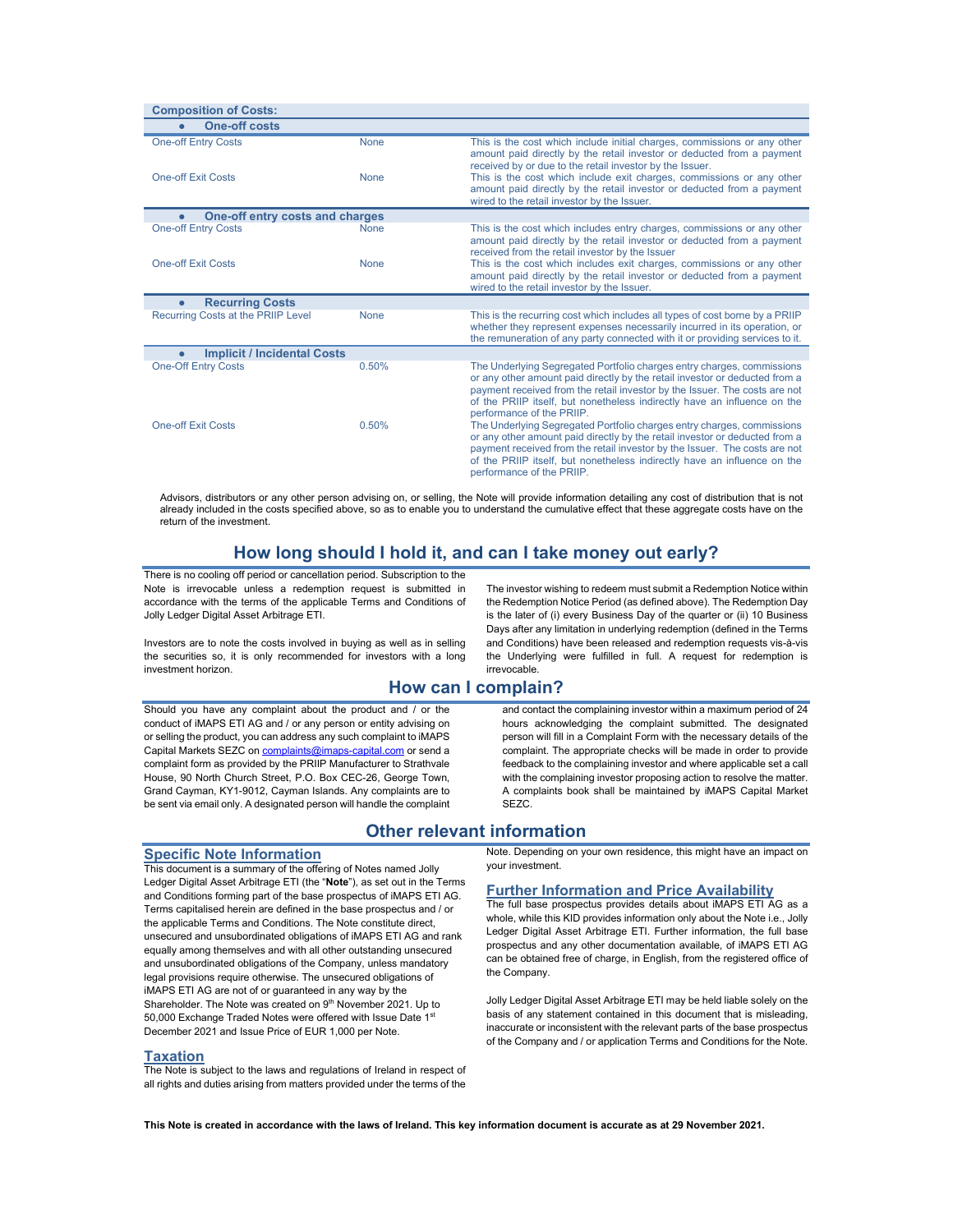| **Composition of Costs:** | | |
|---|---|---|
| **One-off costs** | | |
| One-off Entry Costs | None | This is the cost which include initial charges, commissions or any other amount paid directly by the retail investor or deducted from a payment received by or due to the retail investor by the Issuer. |
| One-off Exit Costs | None | This is the cost which include exit charges, commissions or any other amount paid directly by the retail investor or deducted from a payment wired to the retail investor by the Issuer. |
| **One-off entry costs and charges** | | |
| One-off Entry Costs | None | This is the cost which includes entry charges, commissions or any other amount paid directly by the retail investor or deducted from a payment received from the retail investor by the Issuer |
| One-off Exit Costs | None | This is the cost which includes exit charges, commissions or any other amount paid directly by the retail investor or deducted from a payment wired to the retail investor by the Issuer. |
| **Recurring Costs** | | |
| Recurring Costs at the PRIIP Level | None | This is the recurring cost which includes all types of cost borne by a PRIIP whether they represent expenses necessarily incurred in its operation, or the remuneration of any party connected with it or providing services to it. |
| **Implicit / Incidental Costs** | | |
| One-Off Entry Costs | 0.50% | The Underlying Segregated Portfolio charges entry charges, commissions or any other amount paid directly by the retail investor or deducted from a payment received from the retail investor by the Issuer. The costs are not of the PRIIP itself, but nonetheless indirectly have an influence on the performance of the PRIIP. |
| One-off Exit Costs | 0.50% | The Underlying Segregated Portfolio charges entry charges, commissions or any other amount paid directly by the retail investor or deducted from a payment received from the retail investor by the Issuer. The costs are not of the PRIIP itself, but nonetheless indirectly have an influence on the performance of the PRIIP. |

Advisors, distributors or any other person advising on, or selling, the Note will provide information detailing any cost of distribution that is not already included in the costs specified above, so as to enable you to understand the cumulative effect that these aggregate costs have on the return of the investment.

## How long should I hold it, and can I take money out early?

There is no cooling off period or cancellation period. Subscription to the Note is irrevocable unless a redemption request is submitted in accordance with the terms of the applicable Terms and Conditions of Jolly Ledger Digital Asset Arbitrage ETI.

Investors are to note the costs involved in buying as well as in selling the securities so, it is only recommended for investors with a long investment horizon.

The investor wishing to redeem must submit a Redemption Notice within the Redemption Notice Period (as defined above). The Redemption Day is the later of (i) every Business Day of the quarter or (ii) 10 Business Days after any limitation in underlying redemption (defined in the Terms and Conditions) have been released and redemption requests vis-à-vis the Underlying were fulfilled in full. A request for redemption is irrevocable.

## How can I complain?

Should you have any complaint about the product and / or the conduct of iMAPS ETI AG and / or any person or entity advising on or selling the product, you can address any such complaint to iMAPS Capital Markets SEZC on complaints@imaps-capital.com or send a complaint form as provided by the PRIIP Manufacturer to Strathvale House, 90 North Church Street, P.O. Box CEC-26, George Town, Grand Cayman, KY1-9012, Cayman Islands. Any complaints are to be sent via email only. A designated person will handle the complaint and contact the complaining investor within a maximum period of 24 hours acknowledging the complaint submitted. The designated person will fill in a Complaint Form with the necessary details of the complaint. The appropriate checks will be made in order to provide feedback to the complaining investor and where applicable set a call with the complaining investor proposing action to resolve the matter. A complaints book shall be maintained by iMAPS Capital Market SEZC.

## Other relevant information

### Specific Note Information

This document is a summary of the offering of Notes named Jolly Ledger Digital Asset Arbitrage ETI (the "**Note**"), as set out in the Terms and Conditions forming part of the base prospectus of iMAPS ETI AG. Terms capitalised herein are defined in the base prospectus and / or the applicable Terms and Conditions. The Note constitute direct, unsecured and unsubordinated obligations of iMAPS ETI AG and rank equally among themselves and with all other outstanding unsecured and unsubordinated obligations of the Company, unless mandatory legal provisions require otherwise. The unsecured obligations of iMAPS ETI AG are not of or guaranteed in any way by the Shareholder. The Note was created on 9th November 2021. Up to 50,000 Exchange Traded Notes were offered with Issue Date 1st December 2021 and Issue Price of EUR 1,000 per Note.

### Taxation

The Note is subject to the laws and regulations of Ireland in respect of all rights and duties arising from matters provided under the terms of the Note. Depending on your own residence, this might have an impact on your investment.

### Further Information and Price Availability

The full base prospectus provides details about iMAPS ETI AG as a whole, while this KID provides information only about the Note i.e., Jolly Ledger Digital Asset Arbitrage ETI. Further information, the full base prospectus and any other documentation available, of iMAPS ETI AG can be obtained free of charge, in English, from the registered office of the Company.

Jolly Ledger Digital Asset Arbitrage ETI may be held liable solely on the basis of any statement contained in this document that is misleading, inaccurate or inconsistent with the relevant parts of the base prospectus of the Company and / or application Terms and Conditions for the Note.

**This Note is created in accordance with the laws of Ireland. This key information document is accurate as at 29 November 2021.**